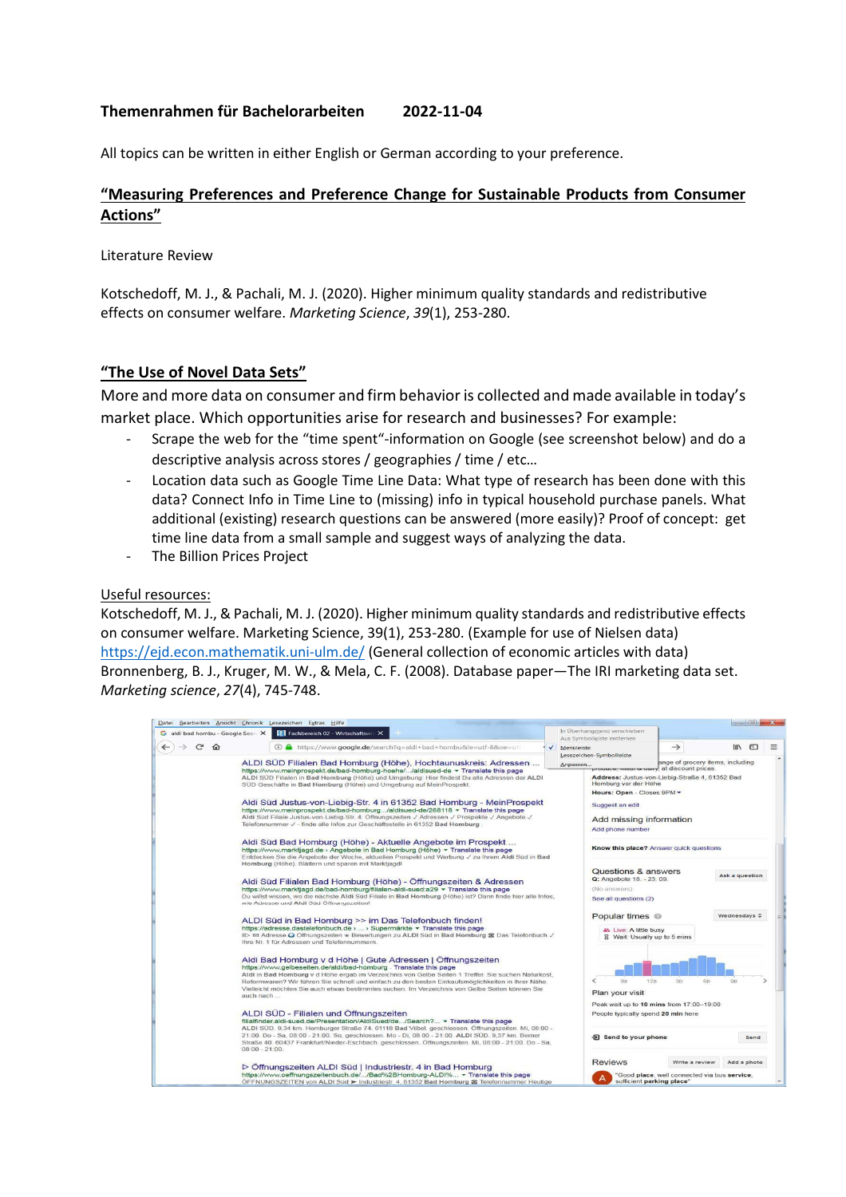**Themenrahmen für Bachelorarbeiten 2022-11-04**

All topics can be written in either English or German according to your preference.

## "Measuring Preferences and Preference Change for Sustainable Products from Consumer Actions"

Literature Review

Kotschedoff, M. J., & Pachali, M. J. (2020). Higher minimum quality standards and redistributive effects on consumer welfare. *Marketing Science*, *39*(1), 253-280.

## "The Use of Novel Data Sets"

More and more data on consumer and firm behavior is collected and made available in today's market place. Which opportunities arise for research and businesses? For example:

- Scrape the web for the "time spent"-information on Google (see screenshot below) and do a descriptive analysis across stores / geographies / time / etc…
- Location data such as Google Time Line Data: What type of research has been done with this data? Connect Info in Time Line to (missing) info in typical household purchase panels. What additional (existing) research questions can be answered (more easily)? Proof of concept: get time line data from a small sample and suggest ways of analyzing the data.
- The Billion Prices Project

Useful resources:

Kotschedoff, M. J., & Pachali, M. J. (2020). Higher minimum quality standards and redistributive effects on consumer welfare. Marketing Science, 39(1), 253-280. (Example for use of Nielsen data)
https://ejd.econ.mathematik.uni-ulm.de/ (General collection of economic articles with data)
Bronnenberg, B. J., Kruger, M. W., & Mela, C. F. (2008). Database paper—The IRI marketing data set. *Marketing science*, *27*(4), 745-748.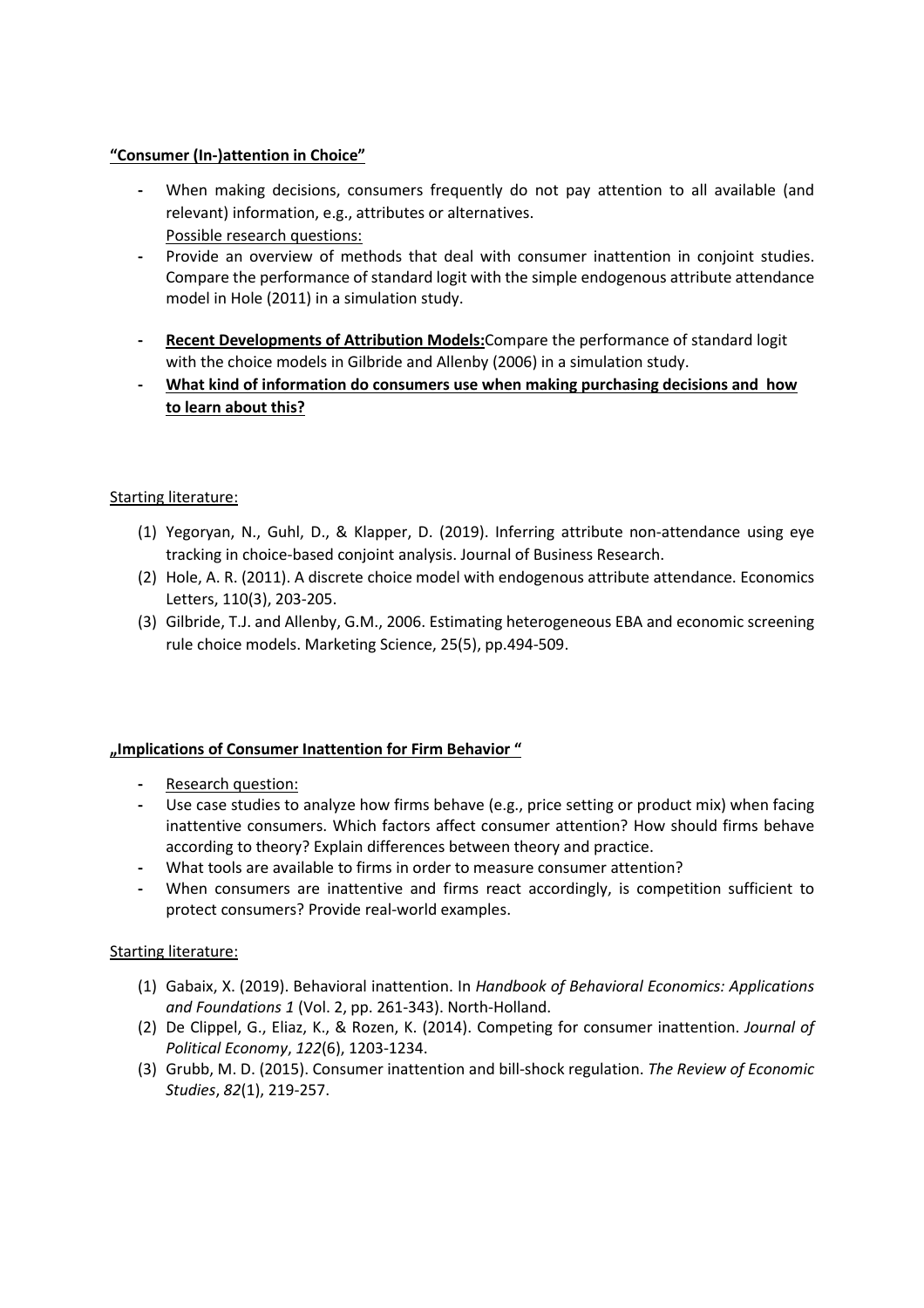**<u>"Consumer (In-)attention in Choice"</u>**

- When making decisions, consumers frequently do not pay attention to all available (and relevant) information, e.g., attributes or alternatives.
  <u>Possible research questions:</u>
- Provide an overview of methods that deal with consumer inattention in conjoint studies. Compare the performance of standard logit with the simple endogenous attribute attendance model in Hole (2011) in a simulation study.
- **<u>Recent Developments of Attribution Models:</u>** Compare the performance of standard logit with the choice models in Gilbride and Allenby (2006) in a simulation study.
- **<u>What kind of information do consumers use when making purchasing decisions and how to learn about this?</u>**

<u>Starting literature:</u>

(1) Yegoryan, N., Guhl, D., & Klapper, D. (2019). Inferring attribute non-attendance using eye tracking in choice-based conjoint analysis. Journal of Business Research.

(2) Hole, A. R. (2011). A discrete choice model with endogenous attribute attendance. Economics Letters, 110(3), 203-205.

(3) Gilbride, T.J. and Allenby, G.M., 2006. Estimating heterogeneous EBA and economic screening rule choice models. Marketing Science, 25(5), pp.494-509.

**<u>„Implications of Consumer Inattention for Firm Behavior "</u>**

- <u>Research question:</u>
- Use case studies to analyze how firms behave (e.g., price setting or product mix) when facing inattentive consumers. Which factors affect consumer attention? How should firms behave according to theory? Explain differences between theory and practice.
- What tools are available to firms in order to measure consumer attention?
- When consumers are inattentive and firms react accordingly, is competition sufficient to protect consumers? Provide real-world examples.

<u>Starting literature:</u>

(1) Gabaix, X. (2019). Behavioral inattention. In *Handbook of Behavioral Economics: Applications and Foundations 1* (Vol. 2, pp. 261-343). North-Holland.

(2) De Clippel, G., Eliaz, K., & Rozen, K. (2014). Competing for consumer inattention. *Journal of Political Economy*, *122*(6), 1203-1234.

(3) Grubb, M. D. (2015). Consumer inattention and bill-shock regulation. *The Review of Economic Studies*, *82*(1), 219-257.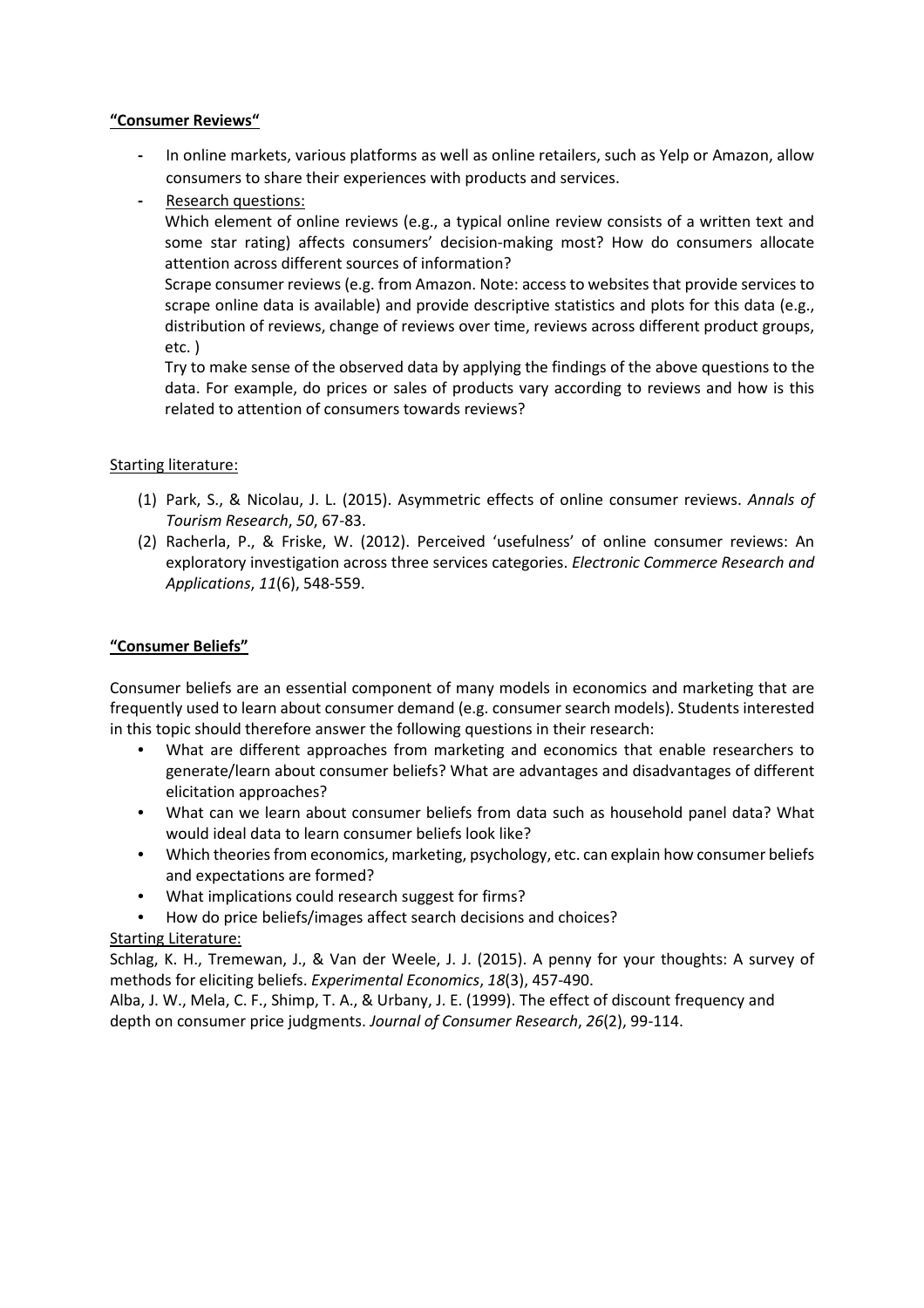**"Consumer Reviews"**

- In online markets, various platforms as well as online retailers, such as Yelp or Amazon, allow consumers to share their experiences with products and services.
- Research questions:

  Which element of online reviews (e.g., a typical online review consists of a written text and some star rating) affects consumers' decision-making most? How do consumers allocate attention across different sources of information?

  Scrape consumer reviews (e.g. from Amazon. Note: access to websites that provide services to scrape online data is available) and provide descriptive statistics and plots for this data (e.g., distribution of reviews, change of reviews over time, reviews across different product groups, etc. )

  Try to make sense of the observed data by applying the findings of the above questions to the data. For example, do prices or sales of products vary according to reviews and how is this related to attention of consumers towards reviews?

Starting literature:

(1) Park, S., & Nicolau, J. L. (2015). Asymmetric effects of online consumer reviews. *Annals of Tourism Research*, *50*, 67-83.

(2) Racherla, P., & Friske, W. (2012). Perceived 'usefulness' of online consumer reviews: An exploratory investigation across three services categories. *Electronic Commerce Research and Applications*, *11*(6), 548-559.

**"Consumer Beliefs"**

Consumer beliefs are an essential component of many models in economics and marketing that are frequently used to learn about consumer demand (e.g. consumer search models). Students interested in this topic should therefore answer the following questions in their research:

- What are different approaches from marketing and economics that enable researchers to generate/learn about consumer beliefs? What are advantages and disadvantages of different elicitation approaches?
- What can we learn about consumer beliefs from data such as household panel data? What would ideal data to learn consumer beliefs look like?
- Which theories from economics, marketing, psychology, etc. can explain how consumer beliefs and expectations are formed?
- What implications could research suggest for firms?
- How do price beliefs/images affect search decisions and choices?

Starting Literature:

Schlag, K. H., Tremewan, J., & Van der Weele, J. J. (2015). A penny for your thoughts: A survey of methods for eliciting beliefs. *Experimental Economics*, *18*(3), 457-490.

Alba, J. W., Mela, C. F., Shimp, T. A., & Urbany, J. E. (1999). The effect of discount frequency and depth on consumer price judgments. *Journal of Consumer Research*, *26*(2), 99-114.